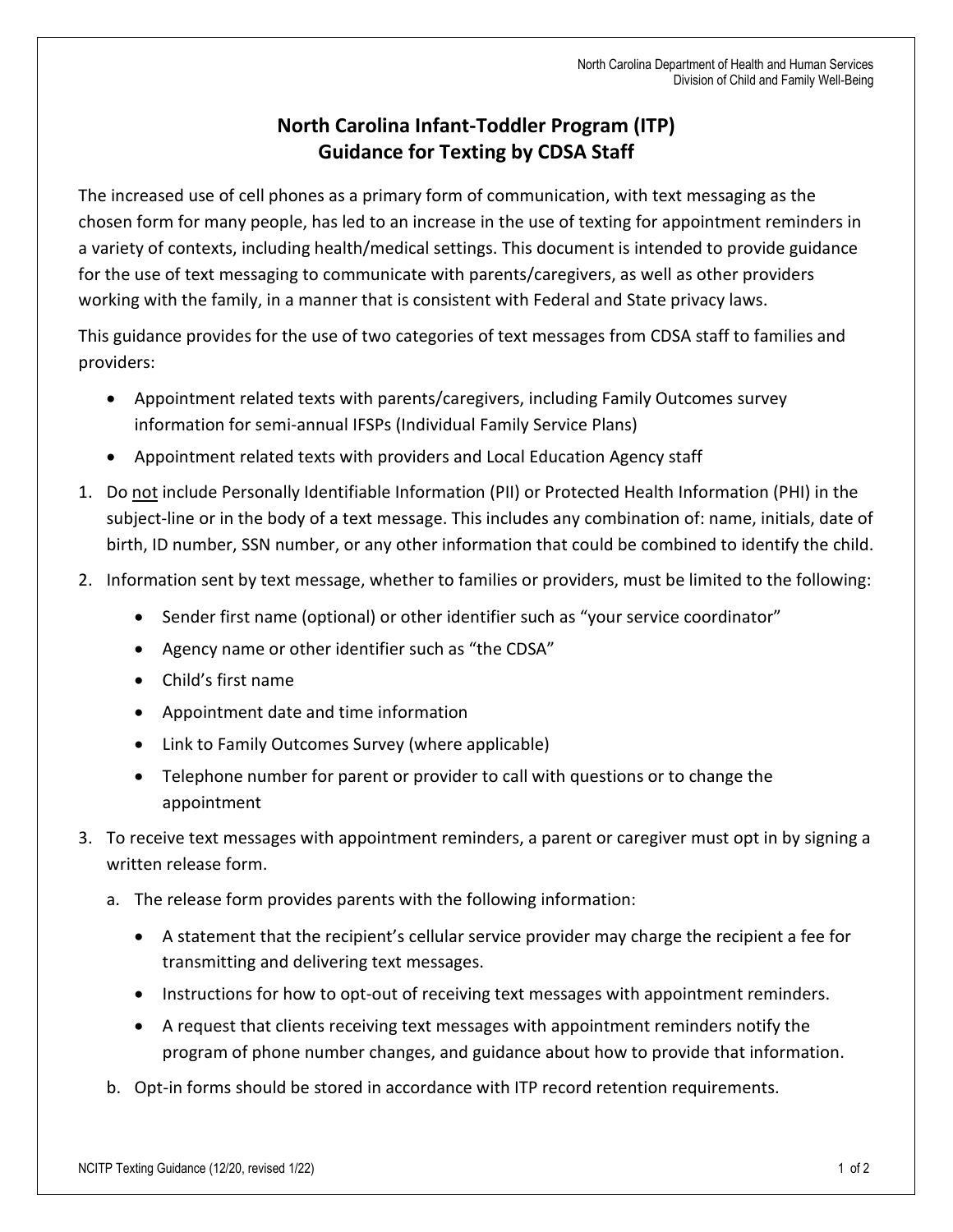North Carolina Department of Health and Human Services
Division of Child and Family Well-Being

# North Carolina Infant-Toddler Program (ITP)
# Guidance for Texting by CDSA Staff

The increased use of cell phones as a primary form of communication, with text messaging as the chosen form for many people, has led to an increase in the use of texting for appointment reminders in a variety of contexts, including health/medical settings. This document is intended to provide guidance for the use of text messaging to communicate with parents/caregivers, as well as other providers working with the family, in a manner that is consistent with Federal and State privacy laws.

This guidance provides for the use of two categories of text messages from CDSA staff to families and providers:

- Appointment related texts with parents/caregivers, including Family Outcomes survey information for semi-annual IFSPs (Individual Family Service Plans)
- Appointment related texts with providers and Local Education Agency staff

1. Do <u>not</u> include Personally Identifiable Information (PII) or Protected Health Information (PHI) in the subject-line or in the body of a text message. This includes any combination of: name, initials, date of birth, ID number, SSN number, or any other information that could be combined to identify the child.
2. Information sent by text message, whether to families or providers, must be limited to the following:
   - Sender first name (optional) or other identifier such as "your service coordinator"
   - Agency name or other identifier such as "the CDSA"
   - Child's first name
   - Appointment date and time information
   - Link to Family Outcomes Survey (where applicable)
   - Telephone number for parent or provider to call with questions or to change the appointment
3. To receive text messages with appointment reminders, a parent or caregiver must opt in by signing a written release form.
   a. The release form provides parents with the following information:
      - A statement that the recipient's cellular service provider may charge the recipient a fee for transmitting and delivering text messages.
      - Instructions for how to opt-out of receiving text messages with appointment reminders.
      - A request that clients receiving text messages with appointment reminders notify the program of phone number changes, and guidance about how to provide that information.

   b. Opt-in forms should be stored in accordance with ITP record retention requirements.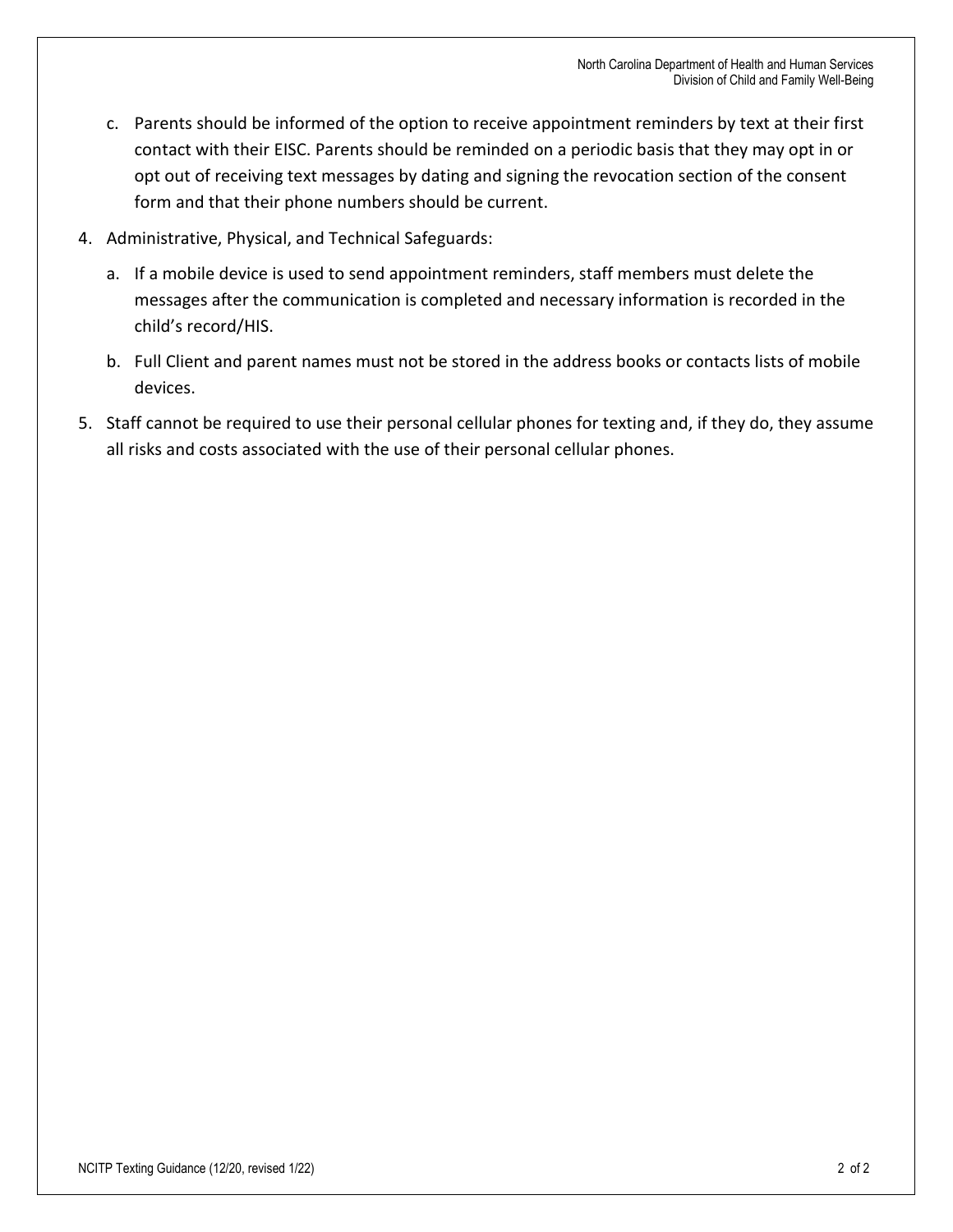c. Parents should be informed of the option to receive appointment reminders by text at their first contact with their EISC. Parents should be reminded on a periodic basis that they may opt in or opt out of receiving text messages by dating and signing the revocation section of the consent form and that their phone numbers should be current.

4. Administrative, Physical, and Technical Safeguards:

   a. If a mobile device is used to send appointment reminders, staff members must delete the messages after the communication is completed and necessary information is recorded in the child's record/HIS.

   b. Full Client and parent names must not be stored in the address books or contacts lists of mobile devices.

5. Staff cannot be required to use their personal cellular phones for texting and, if they do, they assume all risks and costs associated with the use of their personal cellular phones.